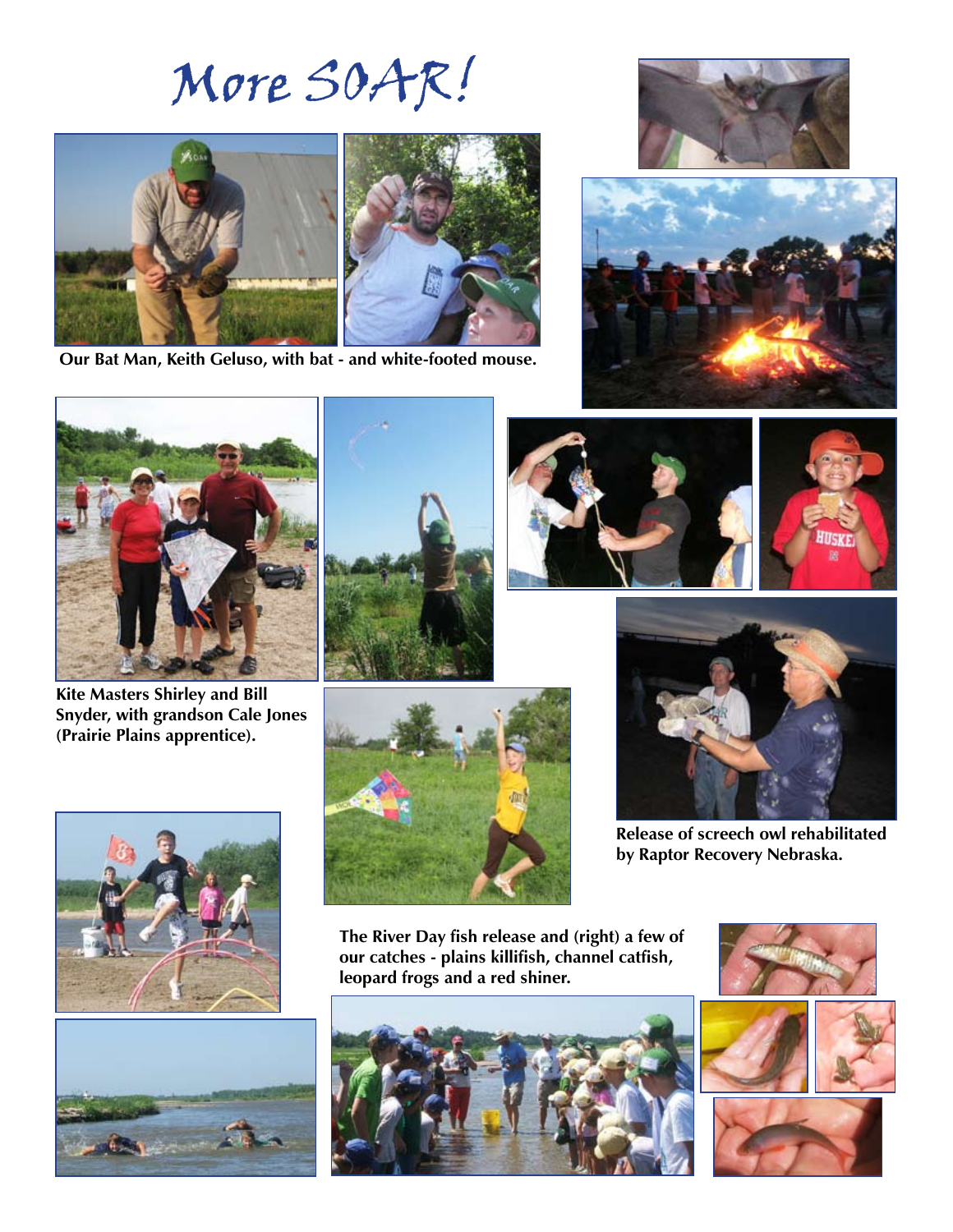# More SOAR!

Our Bat Man, Keith Geluso, with bat - and white-footed mouse.

Kite Masters Shirley and Bill Snyder, with grandson Cale Jones (Prairie Plains apprentice).

Release of screech owl rehabilitated by Raptor Recovery Nebraska.

The River Day fish release and (right) a few of our catches - plains killifish, channel catfish, leopard frogs and a red shiner.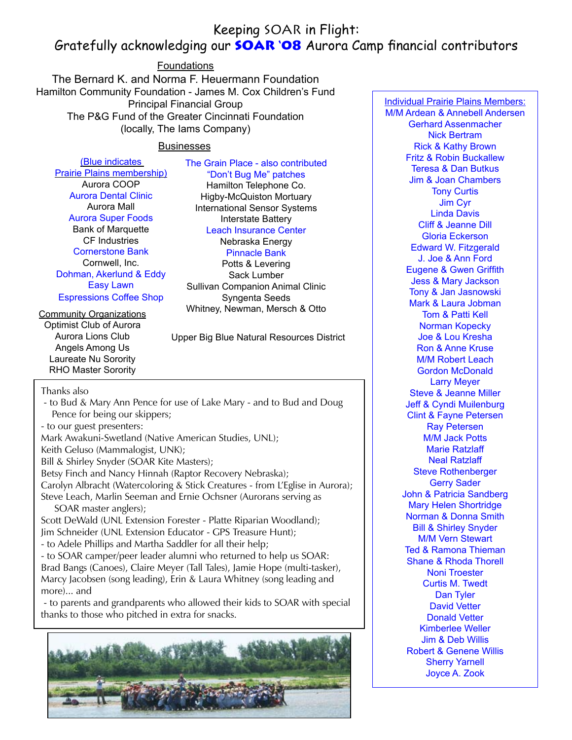# Keeping SOAR in Flight:
## Gratefully acknowledging our **SOAR '08** Aurora Camp financial contributors

### Foundations

The Bernard K. and Norma F. Heuermann Foundation
Hamilton Community Foundation - James M. Cox Children's Fund
Principal Financial Group
The P&G Fund of the Greater Cincinnati Foundation
(locally, The Iams Company)

### Businesses

(Blue indicates Prairie Plains membership)

Aurora COOP
Aurora Dental Clinic
Aurora Mall
Aurora Super Foods
Bank of Marquette
CF Industries
Cornerstone Bank
Cornwell, Inc.
Dohman, Akerlund & Eddy
Easy Lawn
Espressions Coffee Shop
The Grain Place - also contributed "Don't Bug Me" patches
Hamilton Telephone Co.
Higby-McQuiston Mortuary
International Sensor Systems
Interstate Battery
Leach Insurance Center
Nebraska Energy
Pinnacle Bank
Potts & Levering
Sack Lumber
Sullivan Companion Animal Clinic
Syngenta Seeds
Whitney, Newman, Mersch & Otto

Upper Big Blue Natural Resources District

### Community Organizations

Optimist Club of Aurora
Aurora Lions Club
Angels Among Us
Laureate Nu Sorority
RHO Master Sorority

Thanks also
- to Bud & Mary Ann Pence for use of Lake Mary - and to Bud and Doug Pence for being our skippers;
- to our guest presenters:

Mark Awakuni-Swetland (Native American Studies, UNL);
Keith Geluso (Mammalogist, UNK);
Bill & Shirley Snyder (SOAR Kite Masters);
Betsy Finch and Nancy Hinnah (Raptor Recovery Nebraska);
Carolyn Albracht (Watercoloring & Stick Creatures - from L'Eglise in Aurora);
Steve Leach, Marlin Seeman and Ernie Ochsner (Aurorans serving as SOAR master anglers);
Scott DeWald (UNL Extension Forester - Platte Riparian Woodland);
Jim Schneider (UNL Extension Educator - GPS Treasure Hunt);
- to Adele Phillips and Martha Saddler for all their help;
- to SOAR camper/peer leader alumni who returned to help us SOAR:

Brad Bangs (Canoes), Claire Meyer (Tall Tales), Jamie Hope (multi-tasker), Marcy Jacobsen (song leading), Erin & Laura Whitney (song leading and more)... and
- to parents and grandparents who allowed their kids to SOAR with special thanks to those who pitched in extra for snacks.

### Individual Prairie Plains Members:

M/M Ardean & Annebell Andersen
Gerhard Assenmacher
Nick Bertram
Rick & Kathy Brown
Fritz & Robin Buckallew
Teresa & Dan Butkus
Jim & Joan Chambers
Tony Curtis
Jim Cyr
Linda Davis
Cliff & Jeanne Dill
Gloria Eckerson
Edward W. Fitzgerald
J. Joe & Ann Ford
Eugene & Gwen Griffith
Jess & Mary Jackson
Tony & Jan Jasnowski
Mark & Laura Jobman
Tom & Patti Kell
Norman Kopecky
Joe & Lou Kresha
Ron & Anne Kruse
M/M Robert Leach
Gordon McDonald
Larry Meyer
Steve & Jeanne Miller
Jeff & Cyndi Muilenburg
Clint & Fayne Petersen
Ray Petersen
M/M Jack Potts
Marie Ratzlaff
Neal Ratzlaff
Steve Rothenberger
Gerry Sader
John & Patricia Sandberg
Mary Helen Shortridge
Norman & Donna Smith
Bill & Shirley Snyder
M/M Vern Stewart
Ted & Ramona Thieman
Shane & Rhoda Thorell
Noni Troester
Curtis M. Twedt
Dan Tyler
David Vetter
Donald Vetter
Kimberlee Weller
Jim & Deb Willis
Robert & Genene Willis
Sherry Yarnell
Joyce A. Zook